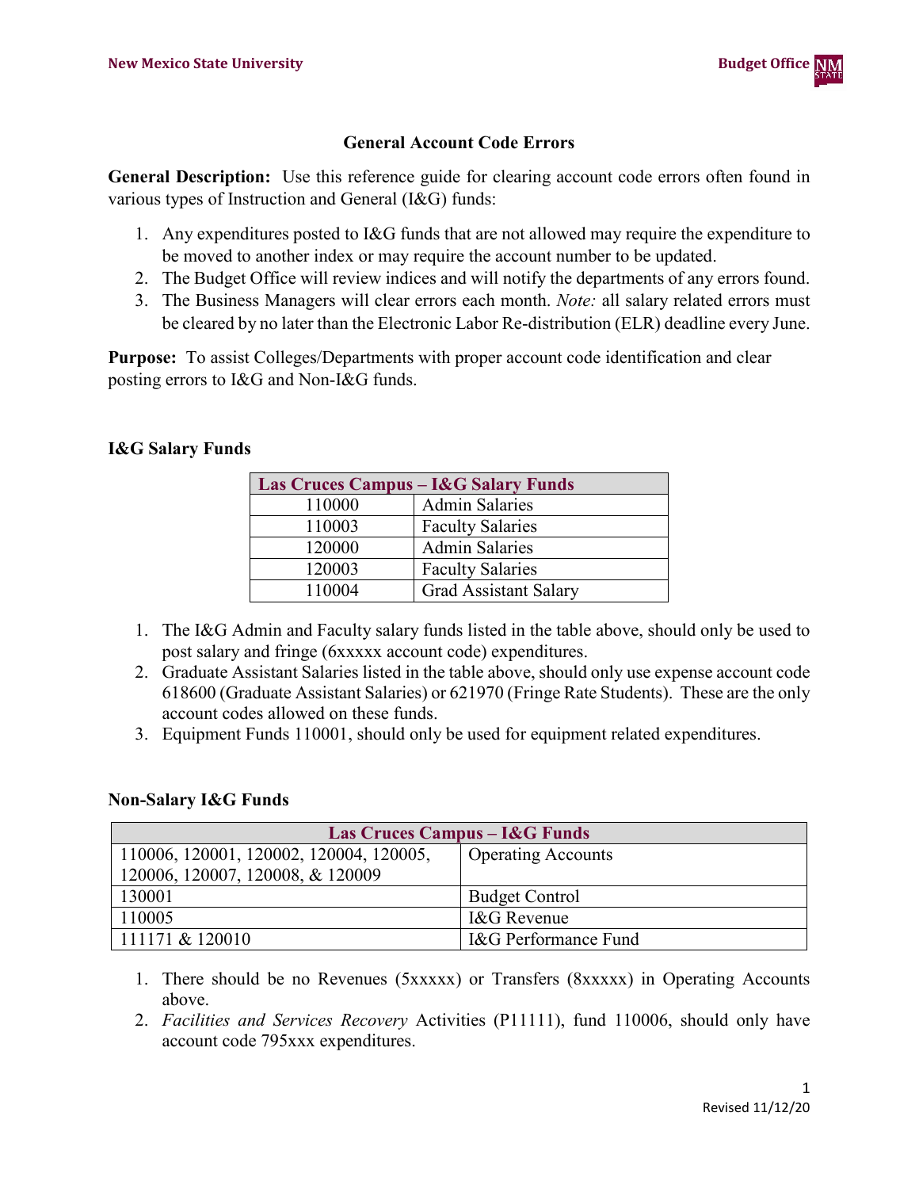# General Account Code Errors

**General Description:** Use this reference guide for clearing account code errors often found in various types of Instruction and General (I&G) funds:

1. Any expenditures posted to I&G funds that are not allowed may require the expenditure to be moved to another index or may require the account number to be updated.
2. The Budget Office will review indices and will notify the departments of any errors found.
3. The Business Managers will clear errors each month. *Note:* all salary related errors must be cleared by no later than the Electronic Labor Re-distribution (ELR) deadline every June.

**Purpose:** To assist Colleges/Departments with proper account code identification and clear posting errors to I&G and Non-I&G funds.

## I&G Salary Funds

| Las Cruces Campus – I&G Salary Funds | |
|---|---|
| 110000 | Admin Salaries |
| 110003 | Faculty Salaries |
| 120000 | Admin Salaries |
| 120003 | Faculty Salaries |
| 110004 | Grad Assistant Salary |

1. The I&G Admin and Faculty salary funds listed in the table above, should only be used to post salary and fringe (6xxxxx account code) expenditures.
2. Graduate Assistant Salaries listed in the table above, should only use expense account code 618600 (Graduate Assistant Salaries) or 621970 (Fringe Rate Students). These are the only account codes allowed on these funds.
3. Equipment Funds 110001, should only be used for equipment related expenditures.

## Non-Salary I&G Funds

| Las Cruces Campus – I&G Funds | |
|---|---|
| 110006, 120001, 120002, 120004, 120005, 120006, 120007, 120008, & 120009 | Operating Accounts |
| 130001 | Budget Control |
| 110005 | I&G Revenue |
| 111171 & 120010 | I&G Performance Fund |

1. There should be no Revenues (5xxxxx) or Transfers (8xxxxx) in Operating Accounts above.
2. *Facilities and Services Recovery* Activities (P11111), fund 110006, should only have account code 795xxx expenditures.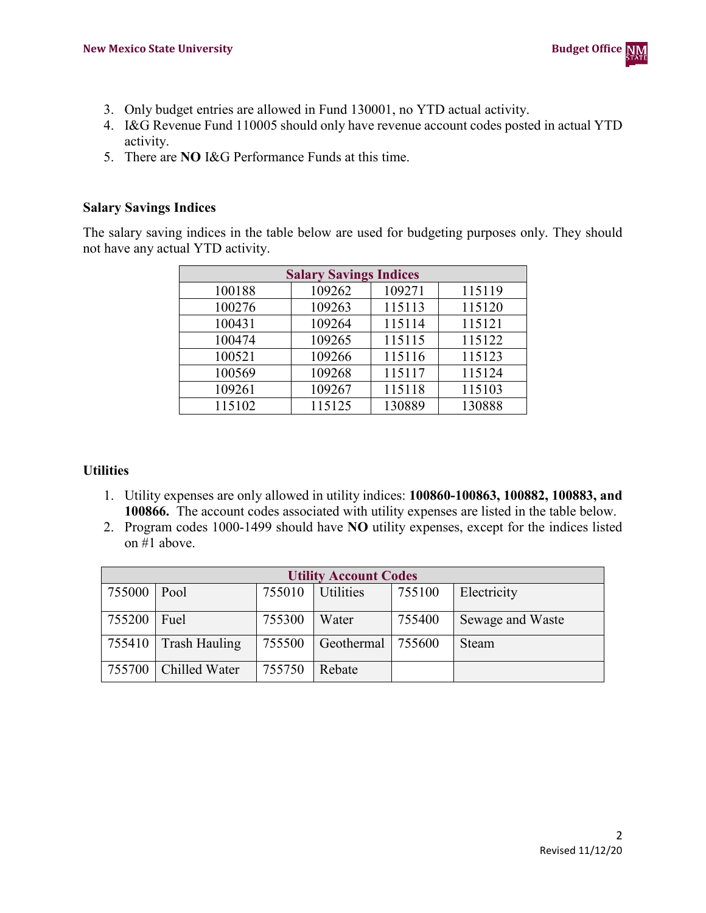3. Only budget entries are allowed in Fund 130001, no YTD actual activity.
4. I&G Revenue Fund 110005 should only have revenue account codes posted in actual YTD activity.
5. There are **NO** I&G Performance Funds at this time.

### Salary Savings Indices

The salary saving indices in the table below are used for budgeting purposes only. They should not have any actual YTD activity.

| Salary Savings Indices | | | |
|---|---|---|---|
| 100188 | 109262 | 109271 | 115119 |
| 100276 | 109263 | 115113 | 115120 |
| 100431 | 109264 | 115114 | 115121 |
| 100474 | 109265 | 115115 | 115122 |
| 100521 | 109266 | 115116 | 115123 |
| 100569 | 109268 | 115117 | 115124 |
| 109261 | 109267 | 115118 | 115103 |
| 115102 | 115125 | 130889 | 130888 |

### Utilities

1. Utility expenses are only allowed in utility indices: **100860-100863, 100882, 100883, and 100866.** The account codes associated with utility expenses are listed in the table below.
2. Program codes 1000-1499 should have **NO** utility expenses, except for the indices listed on #1 above.

| Utility Account Codes | | | | | |
|---|---|---|---|---|---|
| 755000 | Pool | 755010 | Utilities | 755100 | Electricity |
| 755200 | Fuel | 755300 | Water | 755400 | Sewage and Waste |
| 755410 | Trash Hauling | 755500 | Geothermal | 755600 | Steam |
| 755700 | Chilled Water | 755750 | Rebate | | |